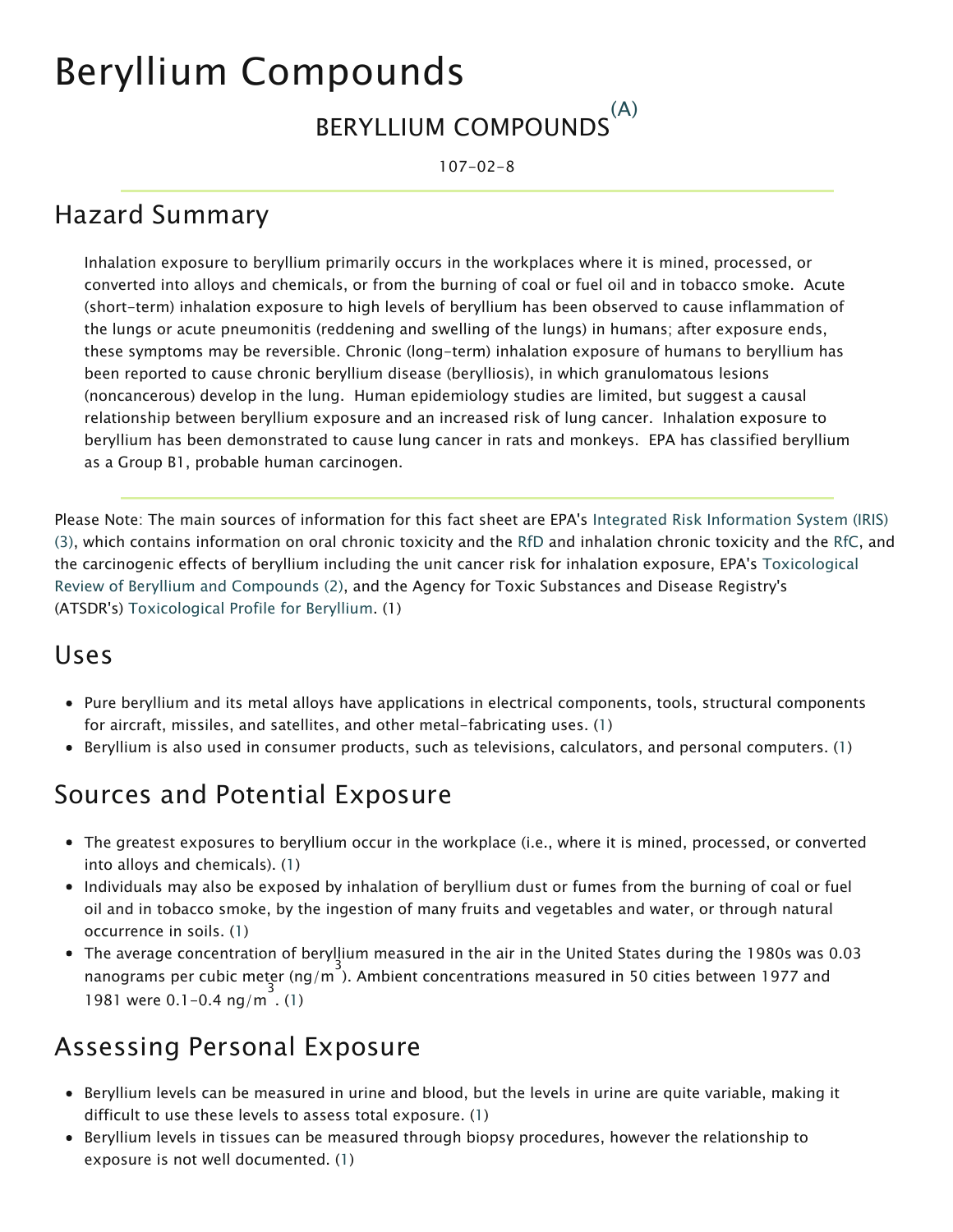# Beryllium Compounds

## BERYLLIUM COMPOUNDS[(A)]

107-02-8

## Hazard Summary

Inhalation exposure to beryllium primarily occurs in the workplaces where it is mined, processed, or converted into alloys and chemicals, or from the burning of coal or fuel oil and in tobacco smoke. Acute (short-term) inhalation exposure to high levels of beryllium has been observed to cause inflammation of the lungs or acute pneumonitis (reddening and swelling of the lungs) in humans; after exposure ends, these symptoms may be reversible. Chronic (long-term) inhalation exposure of humans to beryllium has been reported to cause chronic beryllium disease (berylliosis), in which granulomatous lesions (noncancerous) develop in the lung. Human epidemiology studies are limited, but suggest a causal relationship between beryllium exposure and an increased risk of lung cancer. Inhalation exposure to beryllium has been demonstrated to cause lung cancer in rats and monkeys. EPA has classified beryllium as a Group B1, probable human carcinogen.

Please Note: The main sources of information for this fact sheet are EPA's Integrated Risk Information System (IRIS) (3), which contains information on oral chronic toxicity and the RfD and inhalation chronic toxicity and the RfC, and the carcinogenic effects of beryllium including the unit cancer risk for inhalation exposure, EPA's Toxicological Review of Beryllium and Compounds (2), and the Agency for Toxic Substances and Disease Registry's (ATSDR's) Toxicological Profile for Beryllium. (1)

## Uses

- Pure beryllium and its metal alloys have applications in electrical components, tools, structural components for aircraft, missiles, and satellites, and other metal-fabricating uses. (1)
- Beryllium is also used in consumer products, such as televisions, calculators, and personal computers. (1)

## Sources and Potential Exposure

- The greatest exposures to beryllium occur in the workplace (i.e., where it is mined, processed, or converted into alloys and chemicals). (1)
- Individuals may also be exposed by inhalation of beryllium dust or fumes from the burning of coal or fuel oil and in tobacco smoke, by the ingestion of many fruits and vegetables and water, or through natural occurrence in soils. (1)
- The average concentration of beryllium measured in the air in the United States during the 1980s was 0.03 nanograms per cubic meter (ng/$m^3$). Ambient concentrations measured in 50 cities between 1977 and 1981 were 0.1–0.4 ng/$m^3$. (1)

## Assessing Personal Exposure

- Beryllium levels can be measured in urine and blood, but the levels in urine are quite variable, making it difficult to use these levels to assess total exposure. (1)
- Beryllium levels in tissues can be measured through biopsy procedures, however the relationship to exposure is not well documented. (1)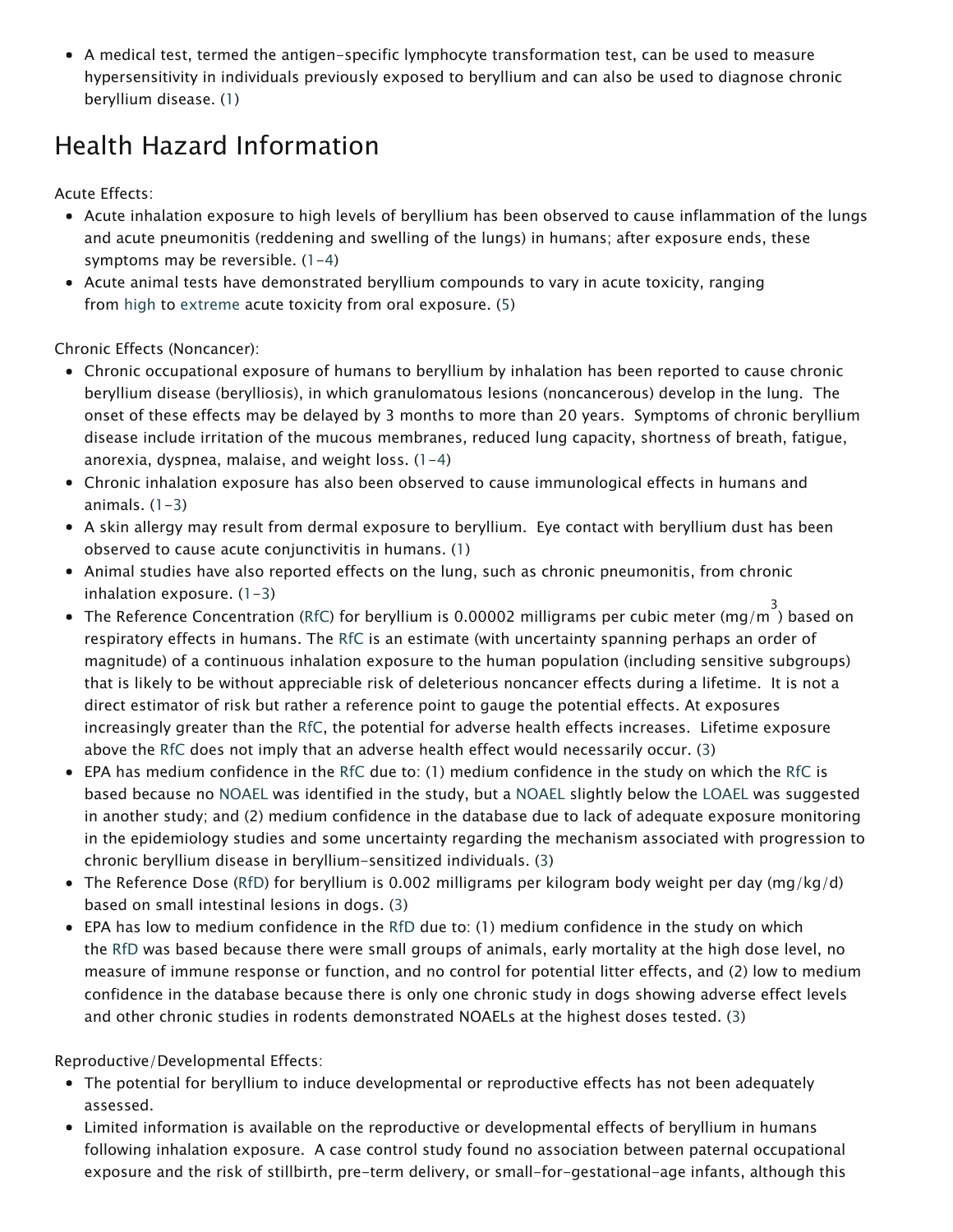- A medical test, termed the antigen-specific lymphocyte transformation test, can be used to measure hypersensitivity in individuals previously exposed to beryllium and can also be used to diagnose chronic beryllium disease. (1)

## Health Hazard Information

Acute Effects:

- Acute inhalation exposure to high levels of beryllium has been observed to cause inflammation of the lungs and acute pneumonitis (reddening and swelling of the lungs) in humans; after exposure ends, these symptoms may be reversible. (1-4)
- Acute animal tests have demonstrated beryllium compounds to vary in acute toxicity, ranging from high to extreme acute toxicity from oral exposure. (5)

Chronic Effects (Noncancer):

- Chronic occupational exposure of humans to beryllium by inhalation has been reported to cause chronic beryllium disease (berylliosis), in which granulomatous lesions (noncancerous) develop in the lung. The onset of these effects may be delayed by 3 months to more than 20 years. Symptoms of chronic beryllium disease include irritation of the mucous membranes, reduced lung capacity, shortness of breath, fatigue, anorexia, dyspnea, malaise, and weight loss. (1-4)
- Chronic inhalation exposure has also been observed to cause immunological effects in humans and animals. (1-3)
- A skin allergy may result from dermal exposure to beryllium. Eye contact with beryllium dust has been observed to cause acute conjunctivitis in humans. (1)
- Animal studies have also reported effects on the lung, such as chronic pneumonitis, from chronic inhalation exposure. (1-3)
- The Reference Concentration (RfC) for beryllium is 0.00002 milligrams per cubic meter ($mg/m^3$) based on respiratory effects in humans. The RfC is an estimate (with uncertainty spanning perhaps an order of magnitude) of a continuous inhalation exposure to the human population (including sensitive subgroups) that is likely to be without appreciable risk of deleterious noncancer effects during a lifetime. It is not a direct estimator of risk but rather a reference point to gauge the potential effects. At exposures increasingly greater than the RfC, the potential for adverse health effects increases. Lifetime exposure above the RfC does not imply that an adverse health effect would necessarily occur. (3)
- EPA has medium confidence in the RfC due to: (1) medium confidence in the study on which the RfC is based because no NOAEL was identified in the study, but a NOAEL slightly below the LOAEL was suggested in another study; and (2) medium confidence in the database due to lack of adequate exposure monitoring in the epidemiology studies and some uncertainty regarding the mechanism associated with progression to chronic beryllium disease in beryllium-sensitized individuals. (3)
- The Reference Dose (RfD) for beryllium is 0.002 milligrams per kilogram body weight per day (mg/kg/d) based on small intestinal lesions in dogs. (3)
- EPA has low to medium confidence in the RfD due to: (1) medium confidence in the study on which the RfD was based because there were small groups of animals, early mortality at the high dose level, no measure of immune response or function, and no control for potential litter effects, and (2) low to medium confidence in the database because there is only one chronic study in dogs showing adverse effect levels and other chronic studies in rodents demonstrated NOAELs at the highest doses tested. (3)

Reproductive/Developmental Effects:

- The potential for beryllium to induce developmental or reproductive effects has not been adequately assessed.
- Limited information is available on the reproductive or developmental effects of beryllium in humans following inhalation exposure. A case control study found no association between paternal occupational exposure and the risk of stillbirth, pre-term delivery, or small-for-gestational-age infants, although this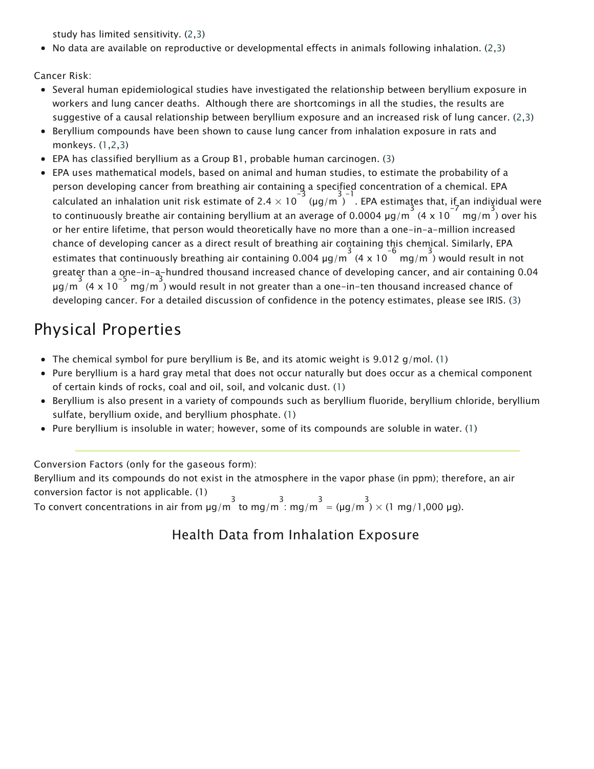study has limited sensitivity. (2,3)

- No data are available on reproductive or developmental effects in animals following inhalation. (2,3)

Cancer Risk:

- Several human epidemiological studies have investigated the relationship between beryllium exposure in workers and lung cancer deaths. Although there are shortcomings in all the studies, the results are suggestive of a causal relationship between beryllium exposure and an increased risk of lung cancer. (2,3)
- Beryllium compounds have been shown to cause lung cancer from inhalation exposure in rats and monkeys. (1,2,3)
- EPA has classified beryllium as a Group B1, probable human carcinogen. (3)
- EPA uses mathematical models, based on animal and human studies, to estimate the probability of a person developing cancer from breathing air containing a specified concentration of a chemical. EPA calculated an inhalation unit risk estimate of $2.4 \times 10^{-3}$ $(\mu g/m^3)^{-1}$. EPA estimates that, if an individual were to continuously breathe air containing beryllium at an average of 0.0004 $\mu g/m^3$ ($4 \times 10^{-7}$ $mg/m^3$) over his or her entire lifetime, that person would theoretically have no more than a one-in-a-million increased chance of developing cancer as a direct result of breathing air containing this chemical. Similarly, EPA estimates that continuously breathing air containing 0.004 $\mu g/m^3$ ($4 \times 10^{-6}$ $mg/m^3$) would result in not greater than a one-in-a-hundred thousand increased chance of developing cancer, and air containing 0.04 $\mu g/m^3$ ($4 \times 10^{-5}$ $mg/m^3$) would result in not greater than a one-in-ten thousand increased chance of developing cancer. For a detailed discussion of confidence in the potency estimates, please see IRIS. (3)

## Physical Properties

- The chemical symbol for pure beryllium is Be, and its atomic weight is 9.012 g/mol. (1)
- Pure beryllium is a hard gray metal that does not occur naturally but does occur as a chemical component of certain kinds of rocks, coal and oil, soil, and volcanic dust. (1)
- Beryllium is also present in a variety of compounds such as beryllium fluoride, beryllium chloride, beryllium sulfate, beryllium oxide, and beryllium phosphate. (1)
- Pure beryllium is insoluble in water; however, some of its compounds are soluble in water. (1)

---

Conversion Factors (only for the gaseous form):
Beryllium and its compounds do not exist in the atmosphere in the vapor phase (in ppm); therefore, an air conversion factor is not applicable. (1)
To convert concentrations in air from $\mu g/m^3$ to $mg/m^3$: $mg/m^3 = (\mu g/m^3) \times (1\ mg/1{,}000\ \mu g)$.

## Health Data from Inhalation Exposure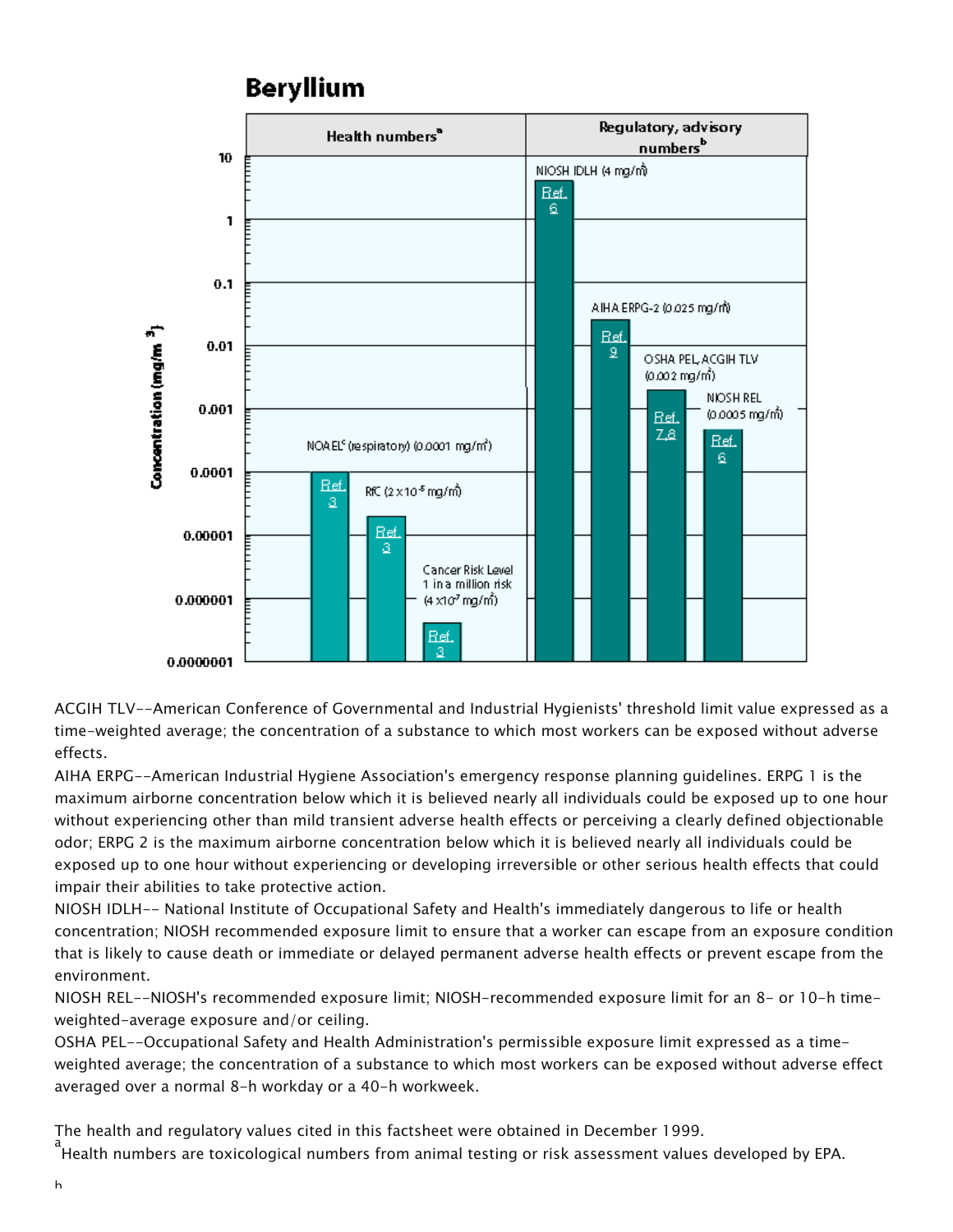# Beryllium

| Health numbers[a] | | | Regulatory, advisory numbers[b] | | | |
|---|---|---|---|---|---|---|
| NOAEL[c] (respiratory) (0.0001 mg/m³) | RfC ($2 \times 10^{-5}$ mg/m³) | Cancer Risk Level 1 in a million risk ($4 \times 10^{-7}$ mg/m³) | NIOSH IDLH (4 mg/m³) | AIHA ERPG-2 (0.025 mg/m³) | OSHA PEL, ACGIH TLV (0.002 mg/m³) | NIOSH REL (0.0005 mg/m³) |
| Ref. 3 | Ref. 3 | Ref. 3 | Ref. 6 | Ref. 9 | Ref. 7,8 | Ref. 6 |

ACGIH TLV--American Conference of Governmental and Industrial Hygienists' threshold limit value expressed as a time-weighted average; the concentration of a substance to which most workers can be exposed without adverse effects.

AIHA ERPG--American Industrial Hygiene Association's emergency response planning guidelines. ERPG 1 is the maximum airborne concentration below which it is believed nearly all individuals could be exposed up to one hour without experiencing other than mild transient adverse health effects or perceiving a clearly defined objectionable odor; ERPG 2 is the maximum airborne concentration below which it is believed nearly all individuals could be exposed up to one hour without experiencing or developing irreversible or other serious health effects that could impair their abilities to take protective action.

NIOSH IDLH-- National Institute of Occupational Safety and Health's immediately dangerous to life or health concentration; NIOSH recommended exposure limit to ensure that a worker can escape from an exposure condition that is likely to cause death or immediate or delayed permanent adverse health effects or prevent escape from the environment.

NIOSH REL--NIOSH's recommended exposure limit; NIOSH-recommended exposure limit for an 8- or 10-h time-weighted-average exposure and/or ceiling.

OSHA PEL--Occupational Safety and Health Administration's permissible exposure limit expressed as a time-weighted average; the concentration of a substance to which most workers can be exposed without adverse effect averaged over a normal 8-h workday or a 40-h workweek.

The health and regulatory values cited in this factsheet were obtained in December 1999.

[a] Health numbers are toxicological numbers from animal testing or risk assessment values developed by EPA.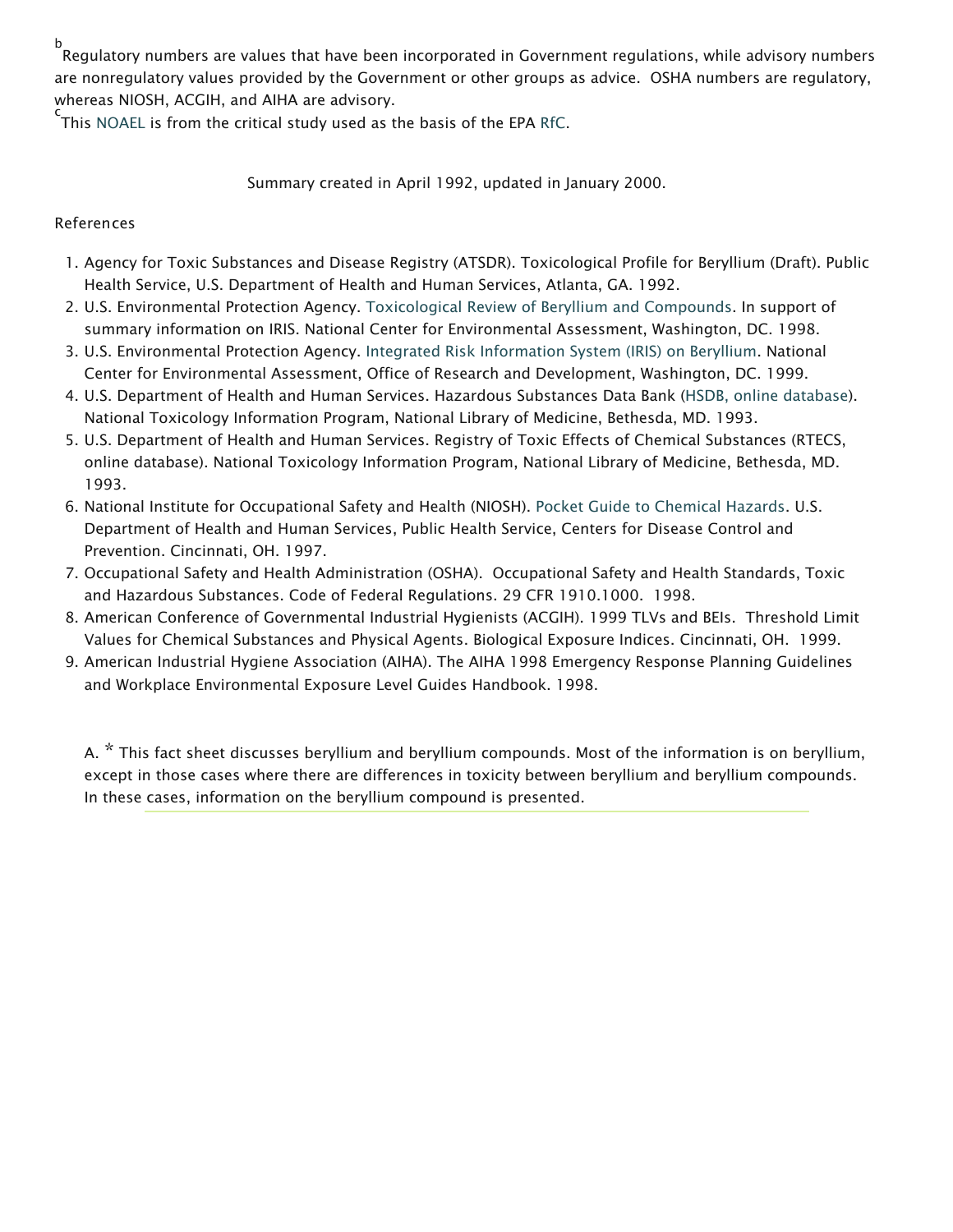[b] Regulatory numbers are values that have been incorporated in Government regulations, while advisory numbers are nonregulatory values provided by the Government or other groups as advice. OSHA numbers are regulatory, whereas NIOSH, ACGIH, and AIHA are advisory.

[c] This NOAEL is from the critical study used as the basis of the EPA RfC.

Summary created in April 1992, updated in January 2000.

References

1. Agency for Toxic Substances and Disease Registry (ATSDR). Toxicological Profile for Beryllium (Draft). Public Health Service, U.S. Department of Health and Human Services, Atlanta, GA. 1992.
2. U.S. Environmental Protection Agency. Toxicological Review of Beryllium and Compounds. In support of summary information on IRIS. National Center for Environmental Assessment, Washington, DC. 1998.
3. U.S. Environmental Protection Agency. Integrated Risk Information System (IRIS) on Beryllium. National Center for Environmental Assessment, Office of Research and Development, Washington, DC. 1999.
4. U.S. Department of Health and Human Services. Hazardous Substances Data Bank (HSDB, online database). National Toxicology Information Program, National Library of Medicine, Bethesda, MD. 1993.
5. U.S. Department of Health and Human Services. Registry of Toxic Effects of Chemical Substances (RTECS, online database). National Toxicology Information Program, National Library of Medicine, Bethesda, MD. 1993.
6. National Institute for Occupational Safety and Health (NIOSH). Pocket Guide to Chemical Hazards. U.S. Department of Health and Human Services, Public Health Service, Centers for Disease Control and Prevention. Cincinnati, OH. 1997.
7. Occupational Safety and Health Administration (OSHA). Occupational Safety and Health Standards, Toxic and Hazardous Substances. Code of Federal Regulations. 29 CFR 1910.1000. 1998.
8. American Conference of Governmental Industrial Hygienists (ACGIH). 1999 TLVs and BEIs. Threshold Limit Values for Chemical Substances and Physical Agents. Biological Exposure Indices. Cincinnati, OH. 1999.
9. American Industrial Hygiene Association (AIHA). The AIHA 1998 Emergency Response Planning Guidelines and Workplace Environmental Exposure Level Guides Handbook. 1998.

A. * This fact sheet discusses beryllium and beryllium compounds. Most of the information is on beryllium, except in those cases where there are differences in toxicity between beryllium and beryllium compounds. In these cases, information on the beryllium compound is presented.